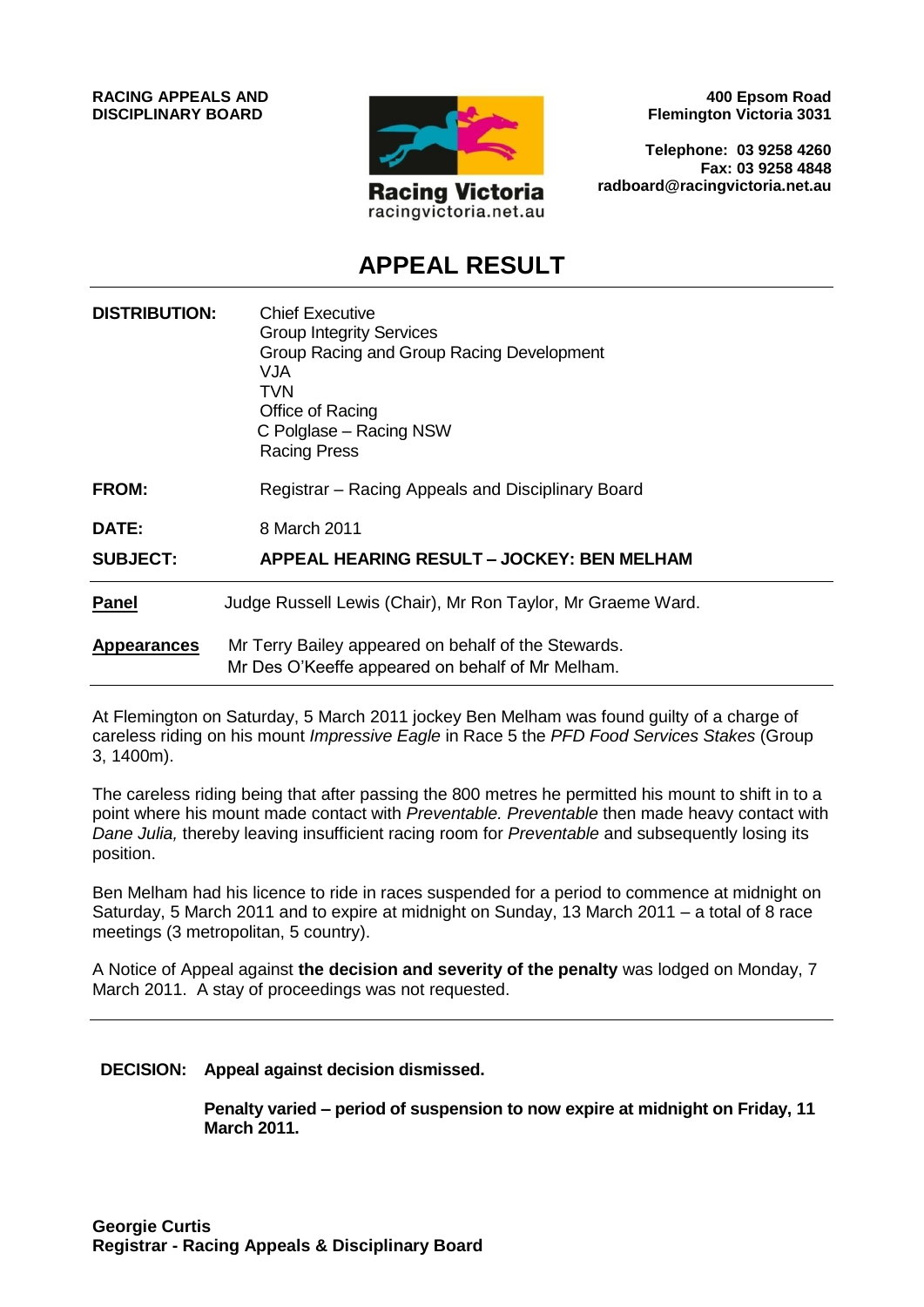**RACING APPEALS AND DISCIPLINARY BOARD**

Racing Victoria
racingvictoria.net.au

**400 Epsom Road**
**Flemington Victoria 3031**

**Telephone: 03 9258 4260**
**Fax: 03 9258 4848**
**radboard@racingvictoria.net.au**

# APPEAL RESULT

| | |
|---|---|
| **DISTRIBUTION:** | Chief Executive<br>Group Integrity Services<br>Group Racing and Group Racing Development<br>VJA<br>TVN<br>Office of Racing<br>C Polglase – Racing NSW<br>Racing Press |
| **FROM:** | Registrar – Racing Appeals and Disciplinary Board |
| **DATE:** | 8 March 2011 |
| **SUBJECT:** | **APPEAL HEARING RESULT – JOCKEY: BEN MELHAM** |

**Panel** Judge Russell Lewis (Chair), Mr Ron Taylor, Mr Graeme Ward.

**Appearances** Mr Terry Bailey appeared on behalf of the Stewards.
Mr Des O'Keeffe appeared on behalf of Mr Melham.

At Flemington on Saturday, 5 March 2011 jockey Ben Melham was found guilty of a charge of careless riding on his mount *Impressive Eagle* in Race 5 the *PFD Food Services Stakes* (Group 3, 1400m).

The careless riding being that after passing the 800 metres he permitted his mount to shift in to a point where his mount made contact with *Preventable. Preventable* then made heavy contact with *Dane Julia,* thereby leaving insufficient racing room for *Preventable* and subsequently losing its position.

Ben Melham had his licence to ride in races suspended for a period to commence at midnight on Saturday, 5 March 2011 and to expire at midnight on Sunday, 13 March 2011 – a total of 8 race meetings (3 metropolitan, 5 country).

A Notice of Appeal against **the decision and severity of the penalty** was lodged on Monday, 7 March 2011. A stay of proceedings was not requested.

**DECISION: Appeal against decision dismissed.**

**Penalty varied – period of suspension to now expire at midnight on Friday, 11 March 2011.**

**Georgie Curtis**
**Registrar - Racing Appeals & Disciplinary Board**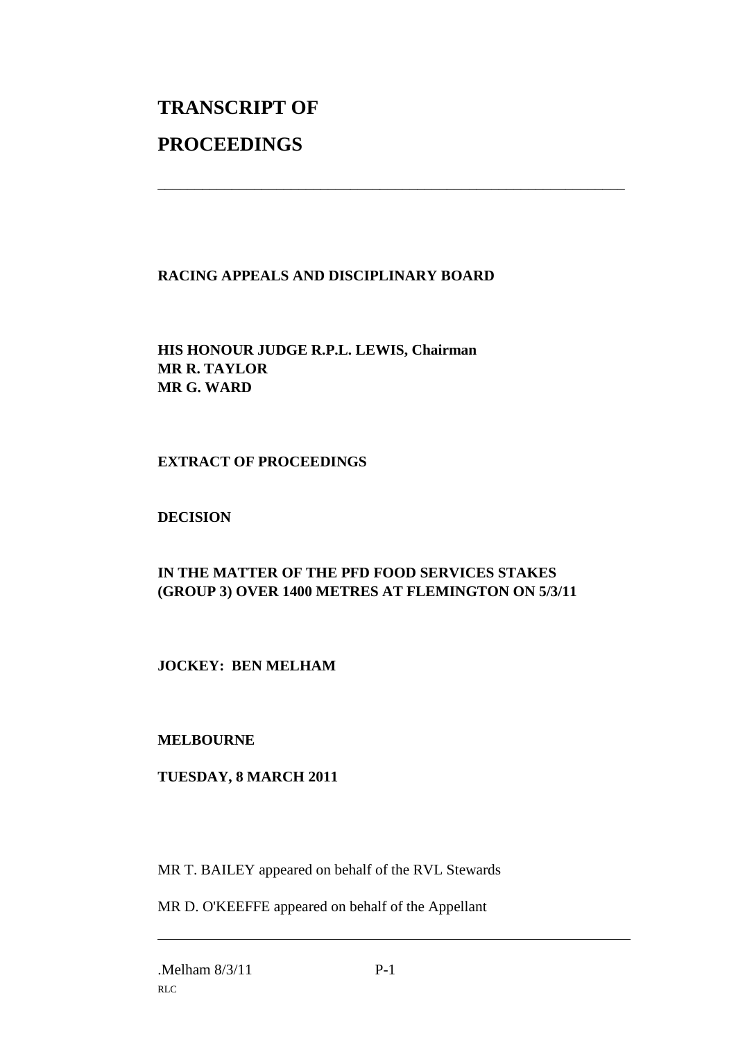# TRANSCRIPT OF PROCEEDINGS

---

**RACING APPEALS AND DISCIPLINARY BOARD**

**HIS HONOUR JUDGE R.P.L. LEWIS, Chairman**
**MR R. TAYLOR**
**MR G. WARD**

**EXTRACT OF PROCEEDINGS**

**DECISION**

**IN THE MATTER OF THE PFD FOOD SERVICES STAKES (GROUP 3) OVER 1400 METRES AT FLEMINGTON ON 5/3/11**

**JOCKEY: BEN MELHAM**

**MELBOURNE**

**TUESDAY, 8 MARCH 2011**

MR T. BAILEY appeared on behalf of the RVL Stewards

MR D. O'KEEFFE appeared on behalf of the Appellant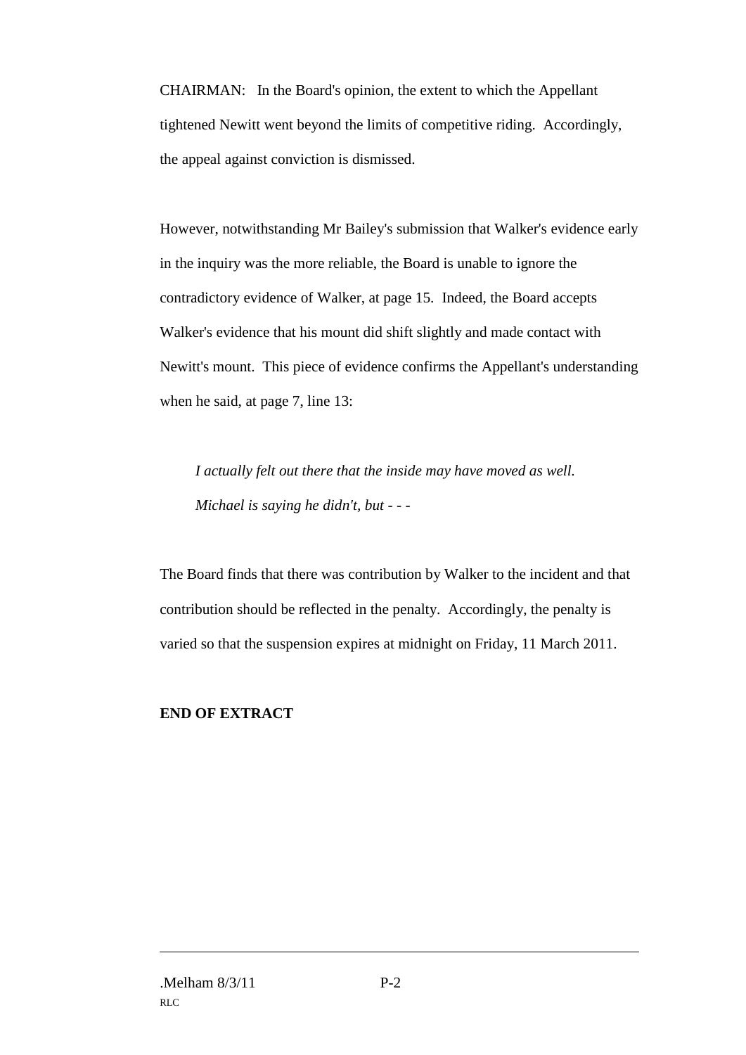CHAIRMAN: In the Board's opinion, the extent to which the Appellant tightened Newitt went beyond the limits of competitive riding. Accordingly, the appeal against conviction is dismissed.

However, notwithstanding Mr Bailey's submission that Walker's evidence early in the inquiry was the more reliable, the Board is unable to ignore the contradictory evidence of Walker, at page 15. Indeed, the Board accepts Walker's evidence that his mount did shift slightly and made contact with Newitt's mount. This piece of evidence confirms the Appellant's understanding when he said, at page 7, line 13:

> *I actually felt out there that the inside may have moved as well. Michael is saying he didn't, but - - -*

The Board finds that there was contribution by Walker to the incident and that contribution should be reflected in the penalty. Accordingly, the penalty is varied so that the suspension expires at midnight on Friday, 11 March 2011.

**END OF EXTRACT**